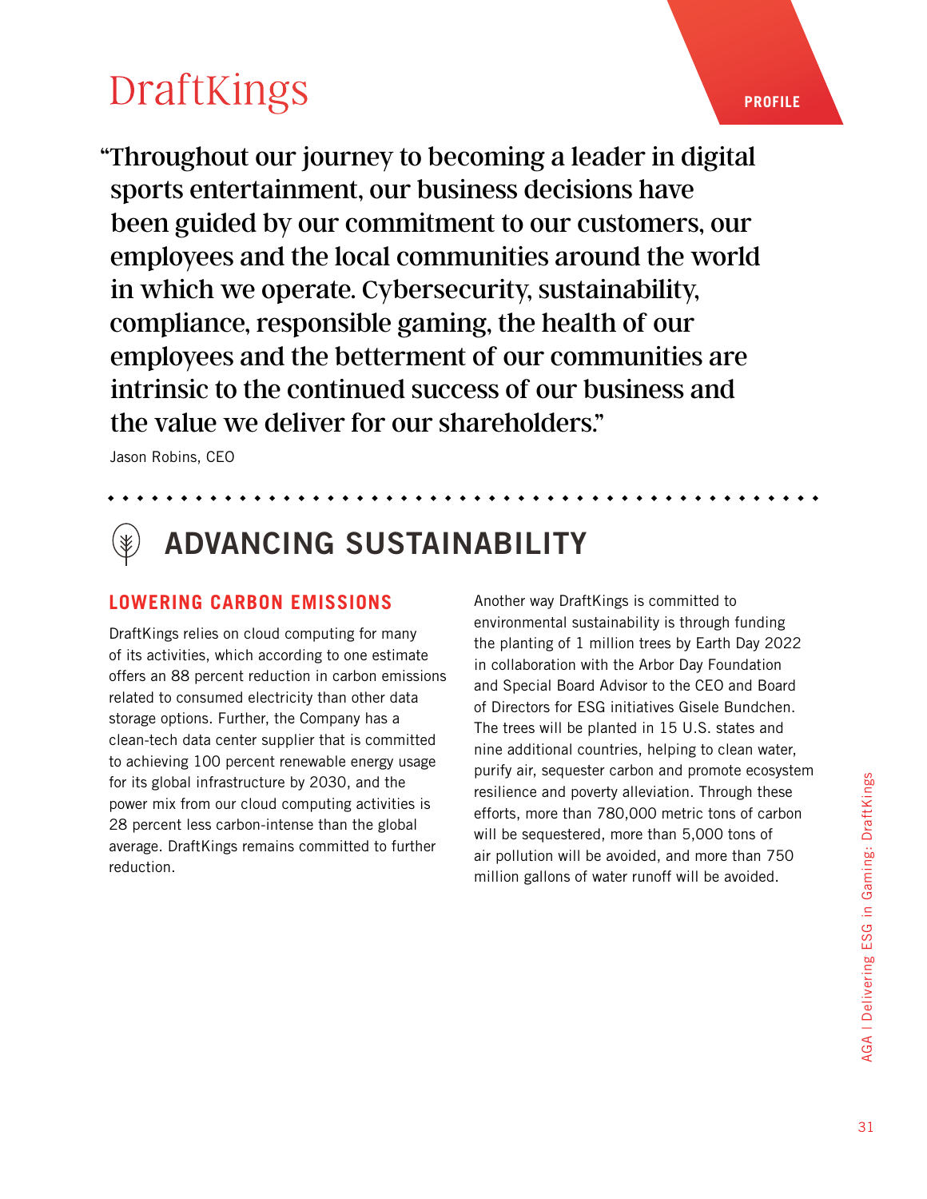# DraftKings

PROFILE

> "Throughout our journey to becoming a leader in digital sports entertainment, our business decisions have been guided by our commitment to our customers, our employees and the local communities around the world in which we operate. Cybersecurity, sustainability, compliance, responsible gaming, the health of our employees and the betterment of our communities are intrinsic to the continued success of our business and the value we deliver for our shareholders."

Jason Robins, CEO

## ADVANCING SUSTAINABILITY

### LOWERING CARBON EMISSIONS

DraftKings relies on cloud computing for many of its activities, which according to one estimate offers an 88 percent reduction in carbon emissions related to consumed electricity than other data storage options. Further, the Company has a clean-tech data center supplier that is committed to achieving 100 percent renewable energy usage for its global infrastructure by 2030, and the power mix from our cloud computing activities is 28 percent less carbon-intense than the global average. DraftKings remains committed to further reduction.

Another way DraftKings is committed to environmental sustainability is through funding the planting of 1 million trees by Earth Day 2022 in collaboration with the Arbor Day Foundation and Special Board Advisor to the CEO and Board of Directors for ESG initiatives Gisele Bundchen. The trees will be planted in 15 U.S. states and nine additional countries, helping to clean water, purify air, sequester carbon and promote ecosystem resilience and poverty alleviation. Through these efforts, more than 780,000 metric tons of carbon will be sequestered, more than 5,000 tons of air pollution will be avoided, and more than 750 million gallons of water runoff will be avoided.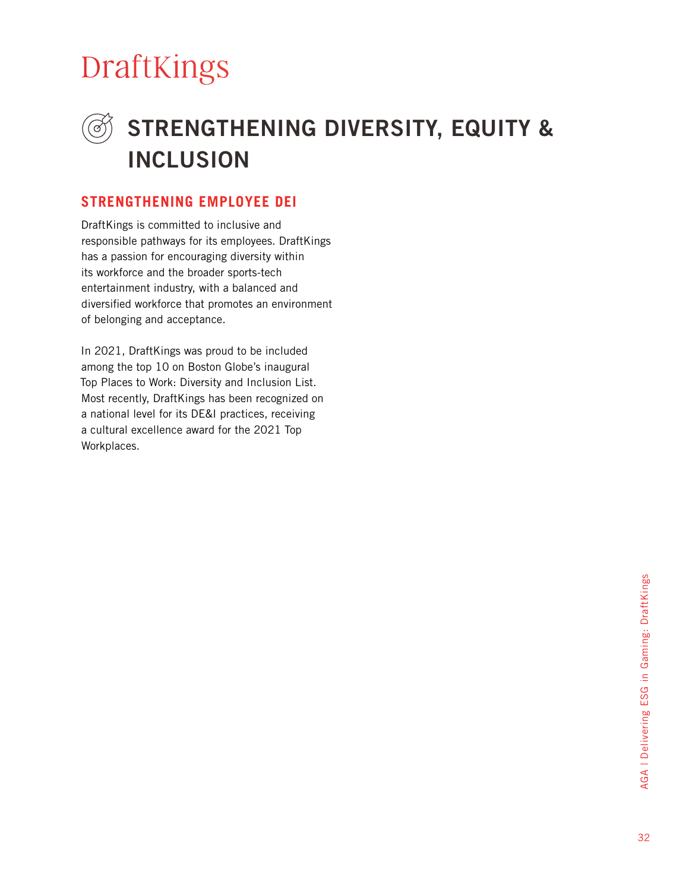# DraftKings

## STRENGTHENING DIVERSITY, EQUITY & INCLUSION

### STRENGTHENING EMPLOYEE DEI

DraftKings is committed to inclusive and responsible pathways for its employees. DraftKings has a passion for encouraging diversity within its workforce and the broader sports-tech entertainment industry, with a balanced and diversified workforce that promotes an environment of belonging and acceptance.

In 2021, DraftKings was proud to be included among the top 10 on Boston Globe's inaugural Top Places to Work: Diversity and Inclusion List. Most recently, DraftKings has been recognized on a national level for its DE&I practices, receiving a cultural excellence award for the 2021 Top Workplaces.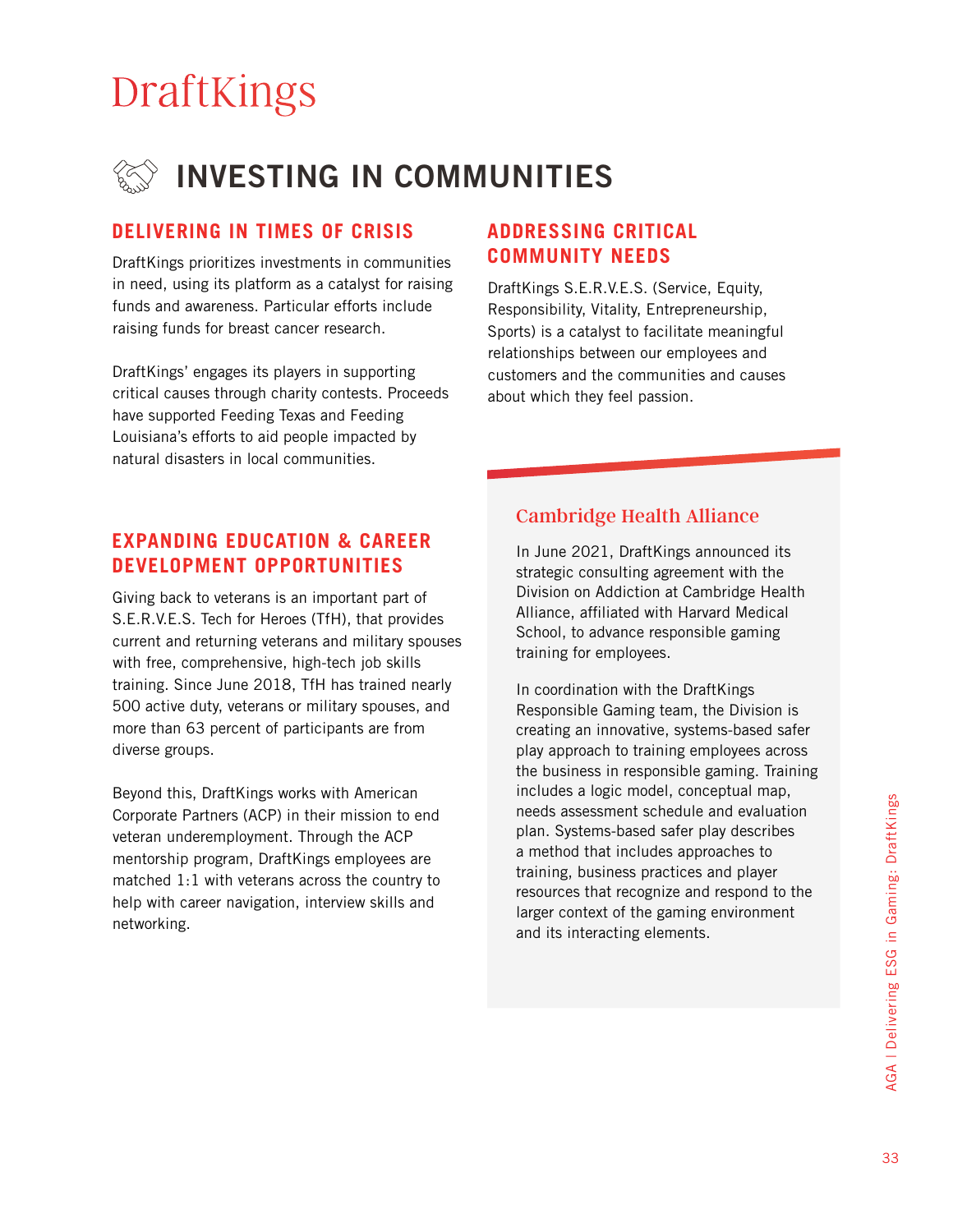# DraftKings

## INVESTING IN COMMUNITIES

### DELIVERING IN TIMES OF CRISIS

DraftKings prioritizes investments in communities in need, using its platform as a catalyst for raising funds and awareness. Particular efforts include raising funds for breast cancer research.

DraftKings' engages its players in supporting critical causes through charity contests. Proceeds have supported Feeding Texas and Feeding Louisiana's efforts to aid people impacted by natural disasters in local communities.

### EXPANDING EDUCATION & CAREER DEVELOPMENT OPPORTUNITIES

Giving back to veterans is an important part of S.E.R.V.E.S. Tech for Heroes (TfH), that provides current and returning veterans and military spouses with free, comprehensive, high-tech job skills training. Since June 2018, TfH has trained nearly 500 active duty, veterans or military spouses, and more than 63 percent of participants are from diverse groups.

Beyond this, DraftKings works with American Corporate Partners (ACP) in their mission to end veteran underemployment. Through the ACP mentorship program, DraftKings employees are matched 1:1 with veterans across the country to help with career navigation, interview skills and networking.

### ADDRESSING CRITICAL COMMUNITY NEEDS

DraftKings S.E.R.V.E.S. (Service, Equity, Responsibility, Vitality, Entrepreneurship, Sports) is a catalyst to facilitate meaningful relationships between our employees and customers and the communities and causes about which they feel passion.

#### Cambridge Health Alliance

In June 2021, DraftKings announced its strategic consulting agreement with the Division on Addiction at Cambridge Health Alliance, affiliated with Harvard Medical School, to advance responsible gaming training for employees.

In coordination with the DraftKings Responsible Gaming team, the Division is creating an innovative, systems-based safer play approach to training employees across the business in responsible gaming. Training includes a logic model, conceptual map, needs assessment schedule and evaluation plan. Systems-based safer play describes a method that includes approaches to training, business practices and player resources that recognize and respond to the larger context of the gaming environment and its interacting elements.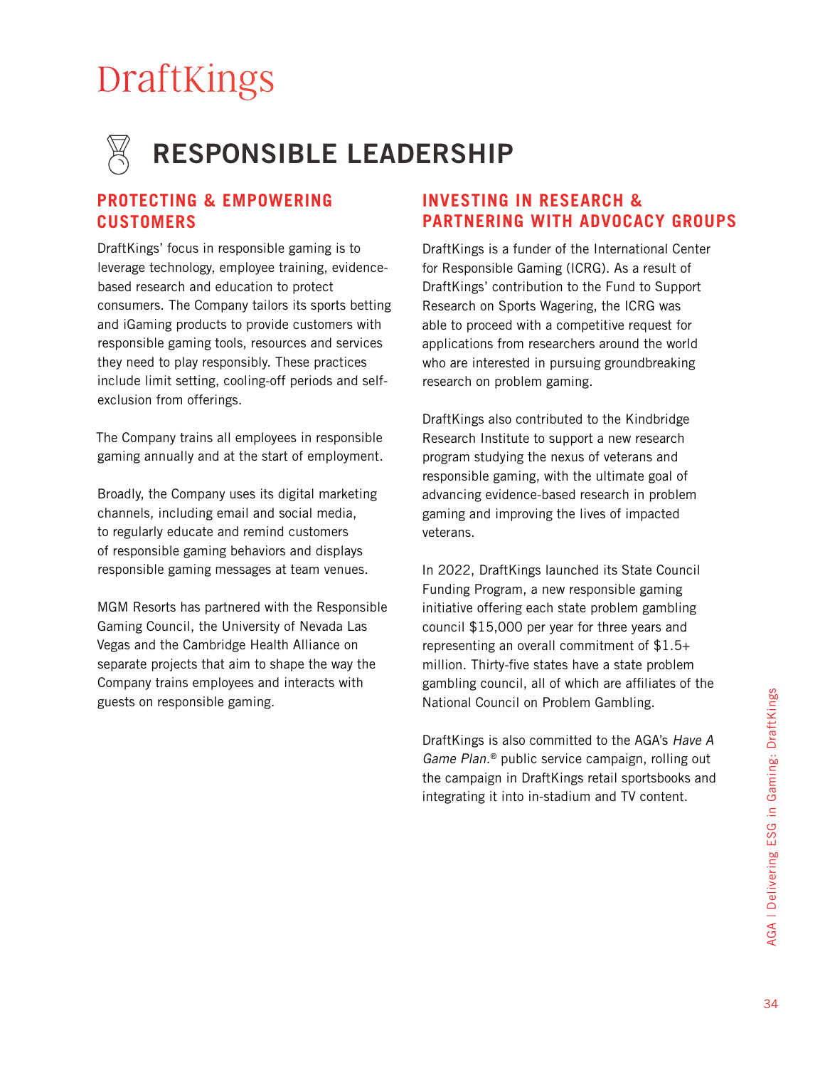# DraftKings

## RESPONSIBLE LEADERSHIP

### PROTECTING & EMPOWERING CUSTOMERS

DraftKings' focus in responsible gaming is to leverage technology, employee training, evidence-based research and education to protect consumers. The Company tailors its sports betting and iGaming products to provide customers with responsible gaming tools, resources and services they need to play responsibly. These practices include limit setting, cooling-off periods and self-exclusion from offerings.

The Company trains all employees in responsible gaming annually and at the start of employment.

Broadly, the Company uses its digital marketing channels, including email and social media, to regularly educate and remind customers of responsible gaming behaviors and displays responsible gaming messages at team venues.

MGM Resorts has partnered with the Responsible Gaming Council, the University of Nevada Las Vegas and the Cambridge Health Alliance on separate projects that aim to shape the way the Company trains employees and interacts with guests on responsible gaming.

### INVESTING IN RESEARCH & PARTNERING WITH ADVOCACY GROUPS

DraftKings is a funder of the International Center for Responsible Gaming (ICRG). As a result of DraftKings' contribution to the Fund to Support Research on Sports Wagering, the ICRG was able to proceed with a competitive request for applications from researchers around the world who are interested in pursuing groundbreaking research on problem gaming.

DraftKings also contributed to the Kindbridge Research Institute to support a new research program studying the nexus of veterans and responsible gaming, with the ultimate goal of advancing evidence-based research in problem gaming and improving the lives of impacted veterans.

In 2022, DraftKings launched its State Council Funding Program, a new responsible gaming initiative offering each state problem gambling council $15,000 per year for three years and representing an overall commitment of $1.5+ million. Thirty-five states have a state problem gambling council, all of which are affiliates of the National Council on Problem Gambling.

DraftKings is also committed to the AGA's *Have A Game Plan.®* public service campaign, rolling out the campaign in DraftKings retail sportsbooks and integrating it into in-stadium and TV content.